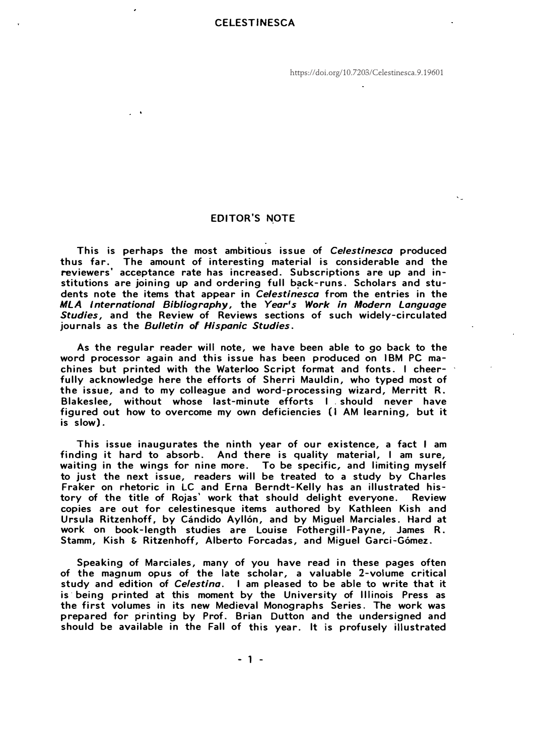https://doi.org/10.7203/Celestinesca.9.19601

## EDITOR'S NOTE

This is perhaps the most ambitious issue of *Celestinesca* produced thus far. The amount of interesting material is considerable and the reviewers' acceptance rate has increased. Subscriptions are up and institutions are joining up and ordering full back-runs. Scholars and students note the items that appear in *Celestinesca* from the entries in the *MLA International Bibliography*, the *Year's Work in Modern Language Studies*, and the Review of Reviews sections of such widely-circulated journals as the *Bulletin of Hispanic Studies*.

As the regular reader will note, we have been able to go back to the word processor again and this issue has been produced on IBM PC machines but printed with the Waterloo Script format and fonts. I cheerfully acknowledge here the efforts of Sherri Mauldin, who typed most of the issue, and to my colleague and word-processing wizard, Merritt R. Blakeslee, without whose last-minute efforts I should never have figured out how to overcome my own deficiencies (I AM learning, but it is slow).

This issue inaugurates the ninth year of our existence, a fact I am finding it hard to absorb. And there is quality material, I am sure, waiting in the wings for nine more. To be specific, and limiting myself to just the next issue, readers will be treated to a study by Charles Fraker on rhetoric in LC and Erna Berndt-Kelly has an illustrated history of the title of Rojas' work that should delight everyone. Review copies are out for celestinesque items authored by Kathleen Kish and Ursula Ritzenhoff, by Cándido Ayllón, and by Miguel Marciales. Hard at work on book-length studies are Louise Fothergill-Payne, James R. Stamm, Kish & Ritzenhoff, Alberto Forcadas, and Miguel Garci-Gómez.

Speaking of Marciales, many of you have read in these pages often of the magnum opus of the late scholar, a valuable 2-volume critical study and edition of *Celestina*. I am pleased to be able to write that it is being printed at this moment by the University of Illinois Press as the first volumes in its new Medieval Monographs Series. The work was prepared for printing by Prof. Brian Dutton and the undersigned and should be available in the Fall of this year. It is profusely illustrated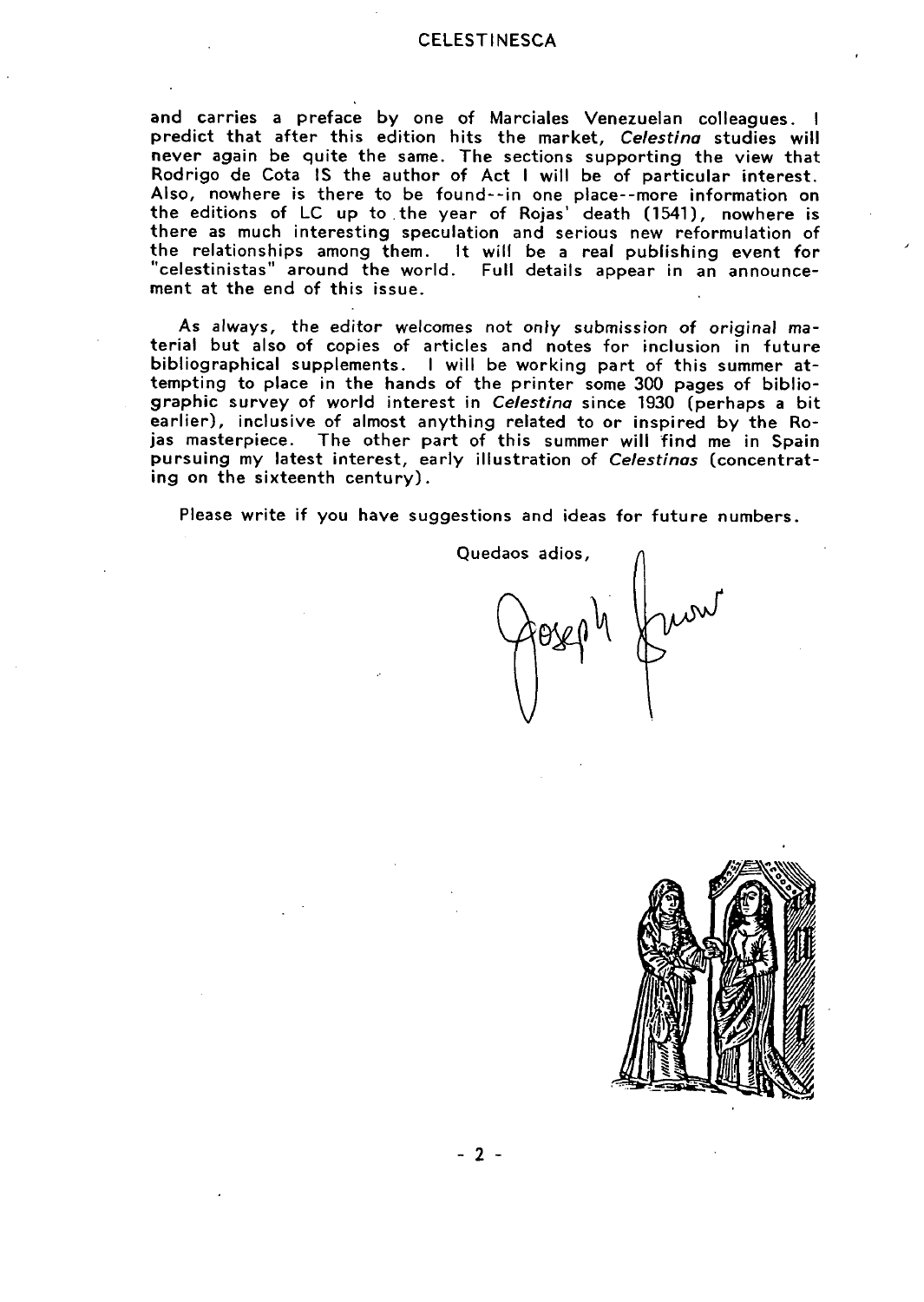and carries a preface by one of Marciales Venezuelan colleagues. I predict that after this edition hits the market, *Celestina* studies will never again be quite the same. The sections supporting the view that Rodrigo de Cota IS the author of Act I will be of particular interest. Also, nowhere is there to be found--in one place--more information on the editions of LC up to the year of Rojas' death (1541), nowhere is there as much interesting speculation and serious new reformulation of the relationships among them. It will be a real publishing event for "celestinistas" around the world. Full details appear in an announcement at the end of this issue.

As always, the editor welcomes not only submission of original material but also of copies of articles and notes for inclusion in future bibliographical supplements. I will be working part of this summer attempting to place in the hands of the printer some 300 pages of bibliographic survey of world interest in *Celestina* since 1930 (perhaps a bit earlier), inclusive of almost anything related to or inspired by the Rojas masterpiece. The other part of this summer will find me in Spain pursuing my latest interest, early illustration of *Celestinas* (concentrating on the sixteenth century).

Please write if you have suggestions and ideas for future numbers.

Quedaos adios,

Joseph Snow